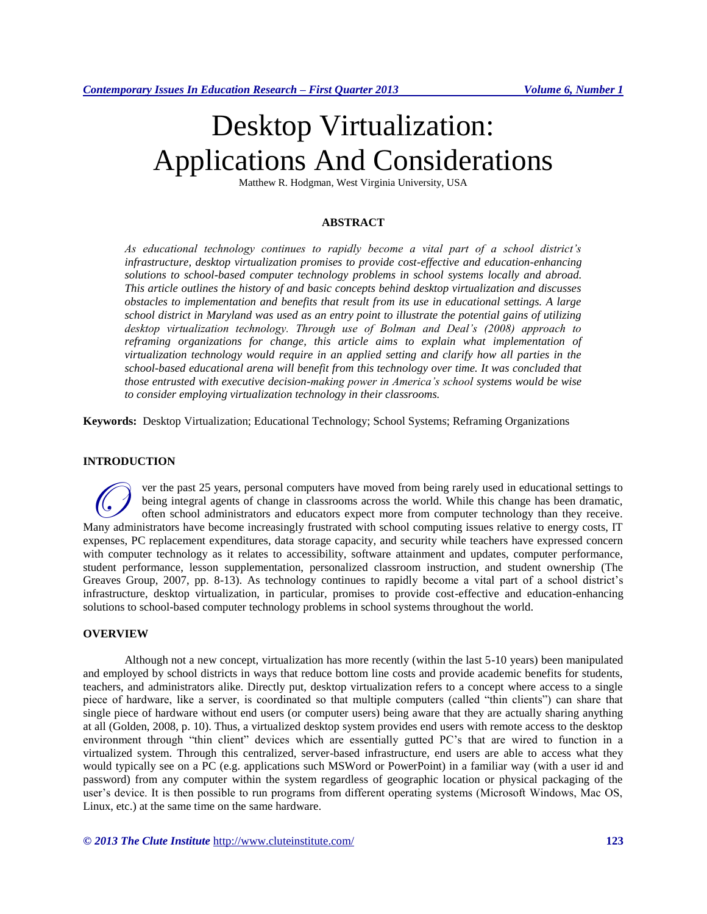# Desktop Virtualization: Applications And Considerations

Matthew R. Hodgman, West Virginia University, USA

## ABSTRACT

*As educational technology continues to rapidly become a vital part of a school district's infrastructure, desktop virtualization promises to provide cost-effective and education-enhancing solutions to school-based computer technology problems in school systems locally and abroad. This article outlines the history of and basic concepts behind desktop virtualization and discusses obstacles to implementation and benefits that result from its use in educational settings. A large school district in Maryland was used as an entry point to illustrate the potential gains of utilizing desktop virtualization technology. Through use of Bolman and Deal's (2008) approach to reframing organizations for change, this article aims to explain what implementation of virtualization technology would require in an applied setting and clarify how all parties in the school-based educational arena will benefit from this technology over time. It was concluded that those entrusted with executive decision-making power in America's school systems would be wise to consider employing virtualization technology in their classrooms.*

**Keywords:** Desktop Virtualization; Educational Technology; School Systems; Reframing Organizations

## INTRODUCTION

Over the past 25 years, personal computers have moved from being rarely used in educational settings to being integral agents of change in classrooms across the world. While this change has been dramatic, often school administrators and educators expect more from computer technology than they receive. Many administrators have become increasingly frustrated with school computing issues relative to energy costs, IT expenses, PC replacement expenditures, data storage capacity, and security while teachers have expressed concern with computer technology as it relates to accessibility, software attainment and updates, computer performance, student performance, lesson supplementation, personalized classroom instruction, and student ownership (The Greaves Group, 2007, pp. 8-13). As technology continues to rapidly become a vital part of a school district's infrastructure, desktop virtualization, in particular, promises to provide cost-effective and education-enhancing solutions to school-based computer technology problems in school systems throughout the world.

## OVERVIEW

Although not a new concept, virtualization has more recently (within the last 5-10 years) been manipulated and employed by school districts in ways that reduce bottom line costs and provide academic benefits for students, teachers, and administrators alike. Directly put, desktop virtualization refers to a concept where access to a single piece of hardware, like a server, is coordinated so that multiple computers (called "thin clients") can share that single piece of hardware without end users (or computer users) being aware that they are actually sharing anything at all (Golden, 2008, p. 10). Thus, a virtualized desktop system provides end users with remote access to the desktop environment through "thin client" devices which are essentially gutted PC's that are wired to function in a virtualized system. Through this centralized, server-based infrastructure, end users are able to access what they would typically see on a PC (e.g. applications such MSWord or PowerPoint) in a familiar way (with a user id and password) from any computer within the system regardless of geographic location or physical packaging of the user's device. It is then possible to run programs from different operating systems (Microsoft Windows, Mac OS, Linux, etc.) at the same time on the same hardware.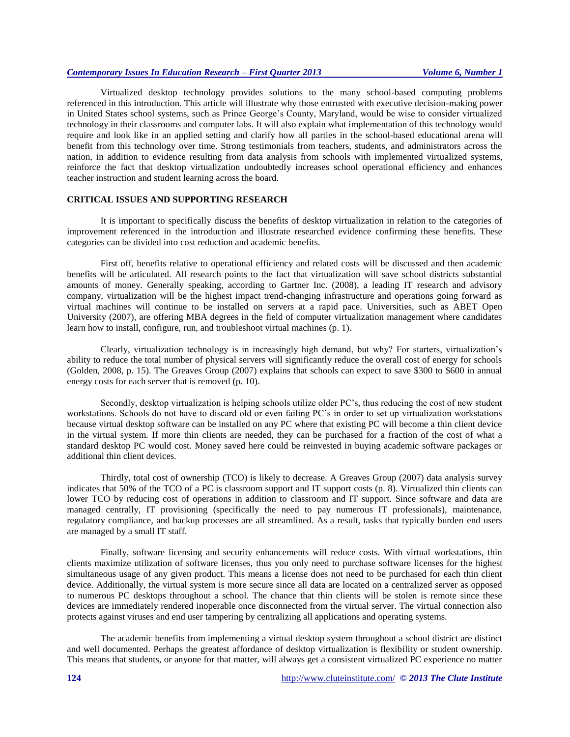Virtualized desktop technology provides solutions to the many school-based computing problems referenced in this introduction. This article will illustrate why those entrusted with executive decision-making power in United States school systems, such as Prince George's County, Maryland, would be wise to consider virtualized technology in their classrooms and computer labs. It will also explain what implementation of this technology would require and look like in an applied setting and clarify how all parties in the school-based educational arena will benefit from this technology over time. Strong testimonials from teachers, students, and administrators across the nation, in addition to evidence resulting from data analysis from schools with implemented virtualized systems, reinforce the fact that desktop virtualization undoubtedly increases school operational efficiency and enhances teacher instruction and student learning across the board.

## CRITICAL ISSUES AND SUPPORTING RESEARCH

It is important to specifically discuss the benefits of desktop virtualization in relation to the categories of improvement referenced in the introduction and illustrate researched evidence confirming these benefits. These categories can be divided into cost reduction and academic benefits.

First off, benefits relative to operational efficiency and related costs will be discussed and then academic benefits will be articulated. All research points to the fact that virtualization will save school districts substantial amounts of money. Generally speaking, according to Gartner Inc. (2008), a leading IT research and advisory company, virtualization will be the highest impact trend-changing infrastructure and operations going forward as virtual machines will continue to be installed on servers at a rapid pace. Universities, such as ABET Open University (2007), are offering MBA degrees in the field of computer virtualization management where candidates learn how to install, configure, run, and troubleshoot virtual machines (p. 1).

Clearly, virtualization technology is in increasingly high demand, but why? For starters, virtualization's ability to reduce the total number of physical servers will significantly reduce the overall cost of energy for schools (Golden, 2008, p. 15). The Greaves Group (2007) explains that schools can expect to save $300 to $600 in annual energy costs for each server that is removed (p. 10).

Secondly, desktop virtualization is helping schools utilize older PC's, thus reducing the cost of new student workstations. Schools do not have to discard old or even failing PC's in order to set up virtualization workstations because virtual desktop software can be installed on any PC where that existing PC will become a thin client device in the virtual system. If more thin clients are needed, they can be purchased for a fraction of the cost of what a standard desktop PC would cost. Money saved here could be reinvested in buying academic software packages or additional thin client devices.

Thirdly, total cost of ownership (TCO) is likely to decrease. A Greaves Group (2007) data analysis survey indicates that 50% of the TCO of a PC is classroom support and IT support costs (p. 8). Virtualized thin clients can lower TCO by reducing cost of operations in addition to classroom and IT support. Since software and data are managed centrally, IT provisioning (specifically the need to pay numerous IT professionals), maintenance, regulatory compliance, and backup processes are all streamlined. As a result, tasks that typically burden end users are managed by a small IT staff.

Finally, software licensing and security enhancements will reduce costs. With virtual workstations, thin clients maximize utilization of software licenses, thus you only need to purchase software licenses for the highest simultaneous usage of any given product. This means a license does not need to be purchased for each thin client device. Additionally, the virtual system is more secure since all data are located on a centralized server as opposed to numerous PC desktops throughout a school. The chance that thin clients will be stolen is remote since these devices are immediately rendered inoperable once disconnected from the virtual server. The virtual connection also protects against viruses and end user tampering by centralizing all applications and operating systems.

The academic benefits from implementing a virtual desktop system throughout a school district are distinct and well documented. Perhaps the greatest affordance of desktop virtualization is flexibility or student ownership. This means that students, or anyone for that matter, will always get a consistent virtualized PC experience no matter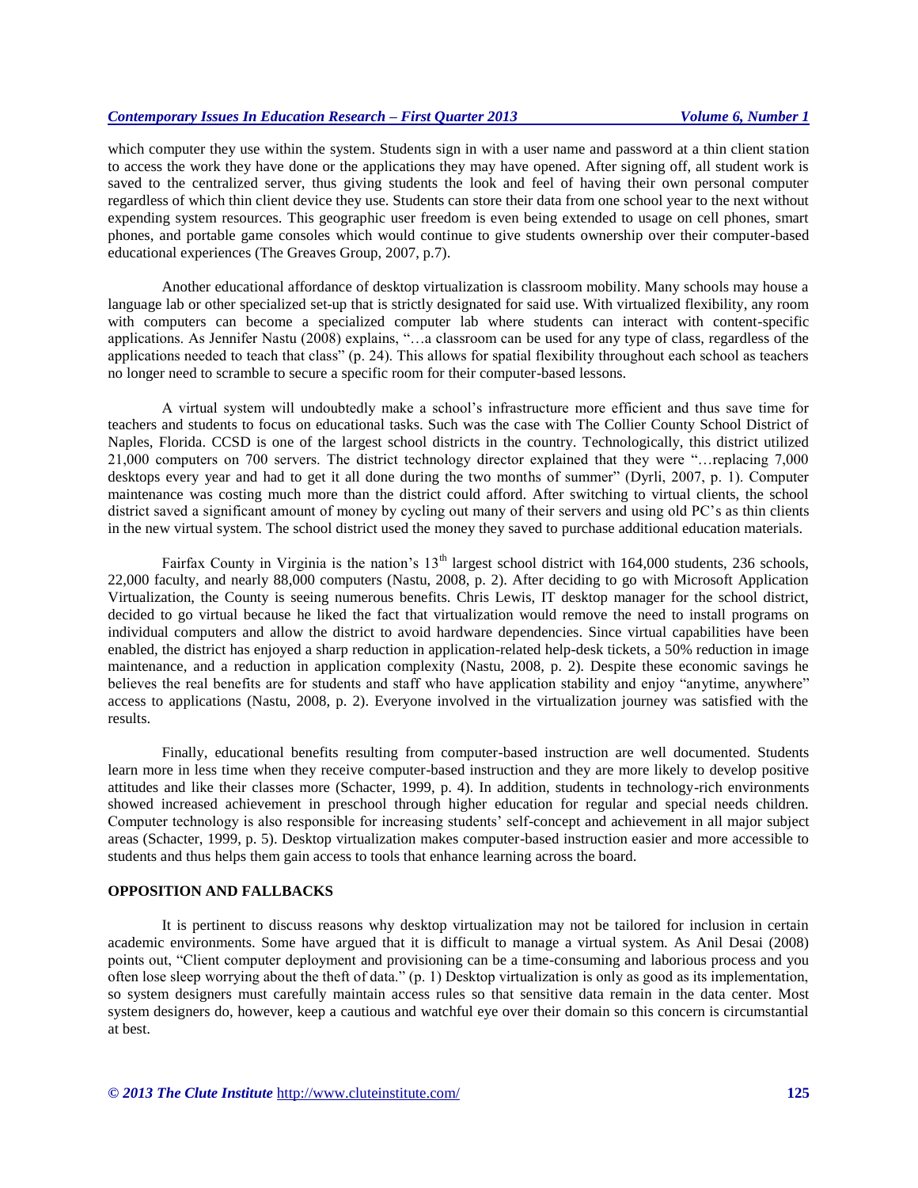which computer they use within the system. Students sign in with a user name and password at a thin client station to access the work they have done or the applications they may have opened. After signing off, all student work is saved to the centralized server, thus giving students the look and feel of having their own personal computer regardless of which thin client device they use. Students can store their data from one school year to the next without expending system resources. This geographic user freedom is even being extended to usage on cell phones, smart phones, and portable game consoles which would continue to give students ownership over their computer-based educational experiences (The Greaves Group, 2007, p.7).

Another educational affordance of desktop virtualization is classroom mobility. Many schools may house a language lab or other specialized set-up that is strictly designated for said use. With virtualized flexibility, any room with computers can become a specialized computer lab where students can interact with content-specific applications. As Jennifer Nastu (2008) explains, "…a classroom can be used for any type of class, regardless of the applications needed to teach that class" (p. 24). This allows for spatial flexibility throughout each school as teachers no longer need to scramble to secure a specific room for their computer-based lessons.

A virtual system will undoubtedly make a school's infrastructure more efficient and thus save time for teachers and students to focus on educational tasks. Such was the case with The Collier County School District of Naples, Florida. CCSD is one of the largest school districts in the country. Technologically, this district utilized 21,000 computers on 700 servers. The district technology director explained that they were "…replacing 7,000 desktops every year and had to get it all done during the two months of summer" (Dyrli, 2007, p. 1). Computer maintenance was costing much more than the district could afford. After switching to virtual clients, the school district saved a significant amount of money by cycling out many of their servers and using old PC's as thin clients in the new virtual system. The school district used the money they saved to purchase additional education materials.

Fairfax County in Virginia is the nation's 13th largest school district with 164,000 students, 236 schools, 22,000 faculty, and nearly 88,000 computers (Nastu, 2008, p. 2). After deciding to go with Microsoft Application Virtualization, the County is seeing numerous benefits. Chris Lewis, IT desktop manager for the school district, decided to go virtual because he liked the fact that virtualization would remove the need to install programs on individual computers and allow the district to avoid hardware dependencies. Since virtual capabilities have been enabled, the district has enjoyed a sharp reduction in application-related help-desk tickets, a 50% reduction in image maintenance, and a reduction in application complexity (Nastu, 2008, p. 2). Despite these economic savings he believes the real benefits are for students and staff who have application stability and enjoy "anytime, anywhere" access to applications (Nastu, 2008, p. 2). Everyone involved in the virtualization journey was satisfied with the results.

Finally, educational benefits resulting from computer-based instruction are well documented. Students learn more in less time when they receive computer-based instruction and they are more likely to develop positive attitudes and like their classes more (Schacter, 1999, p. 4). In addition, students in technology-rich environments showed increased achievement in preschool through higher education for regular and special needs children. Computer technology is also responsible for increasing students' self-concept and achievement in all major subject areas (Schacter, 1999, p. 5). Desktop virtualization makes computer-based instruction easier and more accessible to students and thus helps them gain access to tools that enhance learning across the board.

## OPPOSITION AND FALLBACKS

It is pertinent to discuss reasons why desktop virtualization may not be tailored for inclusion in certain academic environments. Some have argued that it is difficult to manage a virtual system. As Anil Desai (2008) points out, "Client computer deployment and provisioning can be a time-consuming and laborious process and you often lose sleep worrying about the theft of data." (p. 1) Desktop virtualization is only as good as its implementation, so system designers must carefully maintain access rules so that sensitive data remain in the data center. Most system designers do, however, keep a cautious and watchful eye over their domain so this concern is circumstantial at best.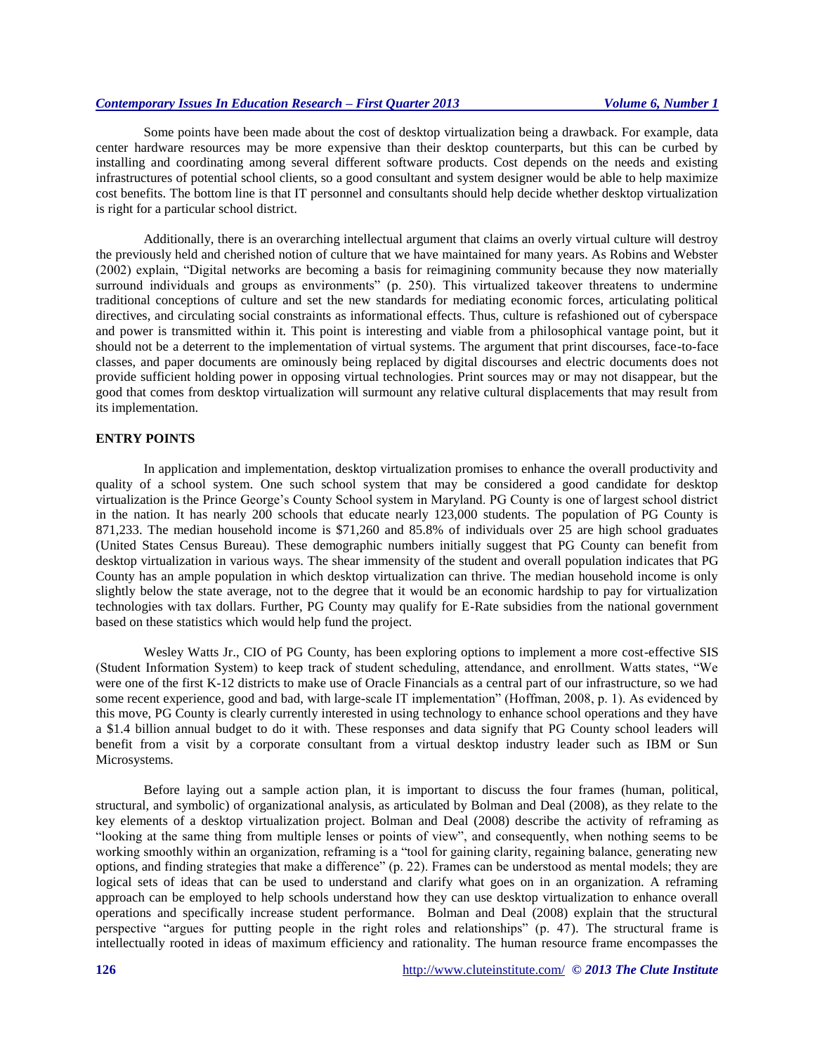Some points have been made about the cost of desktop virtualization being a drawback. For example, data center hardware resources may be more expensive than their desktop counterparts, but this can be curbed by installing and coordinating among several different software products. Cost depends on the needs and existing infrastructures of potential school clients, so a good consultant and system designer would be able to help maximize cost benefits. The bottom line is that IT personnel and consultants should help decide whether desktop virtualization is right for a particular school district.

Additionally, there is an overarching intellectual argument that claims an overly virtual culture will destroy the previously held and cherished notion of culture that we have maintained for many years. As Robins and Webster (2002) explain, "Digital networks are becoming a basis for reimagining community because they now materially surround individuals and groups as environments" (p. 250). This virtualized takeover threatens to undermine traditional conceptions of culture and set the new standards for mediating economic forces, articulating political directives, and circulating social constraints as informational effects. Thus, culture is refashioned out of cyberspace and power is transmitted within it. This point is interesting and viable from a philosophical vantage point, but it should not be a deterrent to the implementation of virtual systems. The argument that print discourses, face-to-face classes, and paper documents are ominously being replaced by digital discourses and electric documents does not provide sufficient holding power in opposing virtual technologies. Print sources may or may not disappear, but the good that comes from desktop virtualization will surmount any relative cultural displacements that may result from its implementation.

## ENTRY POINTS

In application and implementation, desktop virtualization promises to enhance the overall productivity and quality of a school system. One such school system that may be considered a good candidate for desktop virtualization is the Prince George's County School system in Maryland. PG County is one of largest school district in the nation. It has nearly 200 schools that educate nearly 123,000 students. The population of PG County is 871,233. The median household income is $71,260 and 85.8% of individuals over 25 are high school graduates (United States Census Bureau). These demographic numbers initially suggest that PG County can benefit from desktop virtualization in various ways. The shear immensity of the student and overall population indicates that PG County has an ample population in which desktop virtualization can thrive. The median household income is only slightly below the state average, not to the degree that it would be an economic hardship to pay for virtualization technologies with tax dollars. Further, PG County may qualify for E-Rate subsidies from the national government based on these statistics which would help fund the project.

Wesley Watts Jr., CIO of PG County, has been exploring options to implement a more cost-effective SIS (Student Information System) to keep track of student scheduling, attendance, and enrollment. Watts states, "We were one of the first K-12 districts to make use of Oracle Financials as a central part of our infrastructure, so we had some recent experience, good and bad, with large-scale IT implementation" (Hoffman, 2008, p. 1). As evidenced by this move, PG County is clearly currently interested in using technology to enhance school operations and they have a $1.4 billion annual budget to do it with. These responses and data signify that PG County school leaders will benefit from a visit by a corporate consultant from a virtual desktop industry leader such as IBM or Sun Microsystems.

Before laying out a sample action plan, it is important to discuss the four frames (human, political, structural, and symbolic) of organizational analysis, as articulated by Bolman and Deal (2008), as they relate to the key elements of a desktop virtualization project. Bolman and Deal (2008) describe the activity of reframing as "looking at the same thing from multiple lenses or points of view", and consequently, when nothing seems to be working smoothly within an organization, reframing is a "tool for gaining clarity, regaining balance, generating new options, and finding strategies that make a difference" (p. 22). Frames can be understood as mental models; they are logical sets of ideas that can be used to understand and clarify what goes on in an organization. A reframing approach can be employed to help schools understand how they can use desktop virtualization to enhance overall operations and specifically increase student performance. Bolman and Deal (2008) explain that the structural perspective "argues for putting people in the right roles and relationships" (p. 47). The structural frame is intellectually rooted in ideas of maximum efficiency and rationality. The human resource frame encompasses the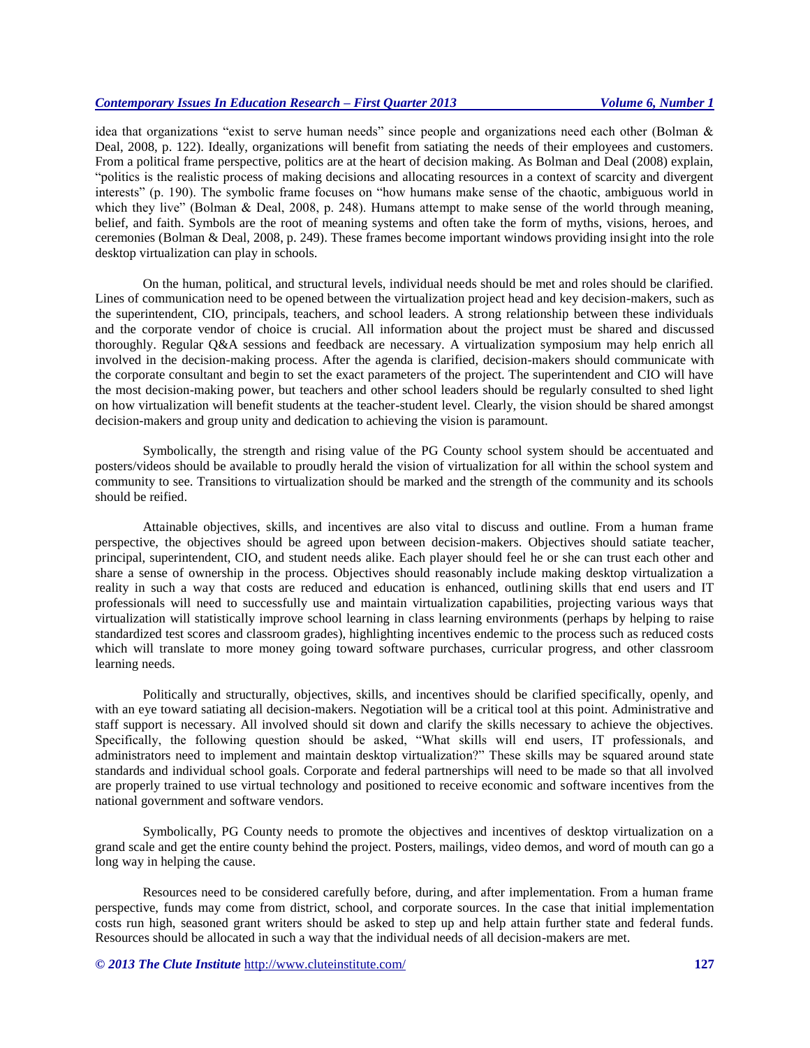idea that organizations "exist to serve human needs" since people and organizations need each other (Bolman & Deal, 2008, p. 122). Ideally, organizations will benefit from satiating the needs of their employees and customers. From a political frame perspective, politics are at the heart of decision making. As Bolman and Deal (2008) explain, "politics is the realistic process of making decisions and allocating resources in a context of scarcity and divergent interests" (p. 190). The symbolic frame focuses on "how humans make sense of the chaotic, ambiguous world in which they live" (Bolman & Deal, 2008, p. 248). Humans attempt to make sense of the world through meaning, belief, and faith. Symbols are the root of meaning systems and often take the form of myths, visions, heroes, and ceremonies (Bolman & Deal, 2008, p. 249). These frames become important windows providing insight into the role desktop virtualization can play in schools.

On the human, political, and structural levels, individual needs should be met and roles should be clarified. Lines of communication need to be opened between the virtualization project head and key decision-makers, such as the superintendent, CIO, principals, teachers, and school leaders. A strong relationship between these individuals and the corporate vendor of choice is crucial. All information about the project must be shared and discussed thoroughly. Regular Q&A sessions and feedback are necessary. A virtualization symposium may help enrich all involved in the decision-making process. After the agenda is clarified, decision-makers should communicate with the corporate consultant and begin to set the exact parameters of the project. The superintendent and CIO will have the most decision-making power, but teachers and other school leaders should be regularly consulted to shed light on how virtualization will benefit students at the teacher-student level. Clearly, the vision should be shared amongst decision-makers and group unity and dedication to achieving the vision is paramount.

Symbolically, the strength and rising value of the PG County school system should be accentuated and posters/videos should be available to proudly herald the vision of virtualization for all within the school system and community to see. Transitions to virtualization should be marked and the strength of the community and its schools should be reified.

Attainable objectives, skills, and incentives are also vital to discuss and outline. From a human frame perspective, the objectives should be agreed upon between decision-makers. Objectives should satiate teacher, principal, superintendent, CIO, and student needs alike. Each player should feel he or she can trust each other and share a sense of ownership in the process. Objectives should reasonably include making desktop virtualization a reality in such a way that costs are reduced and education is enhanced, outlining skills that end users and IT professionals will need to successfully use and maintain virtualization capabilities, projecting various ways that virtualization will statistically improve school learning in class learning environments (perhaps by helping to raise standardized test scores and classroom grades), highlighting incentives endemic to the process such as reduced costs which will translate to more money going toward software purchases, curricular progress, and other classroom learning needs.

Politically and structurally, objectives, skills, and incentives should be clarified specifically, openly, and with an eye toward satiating all decision-makers. Negotiation will be a critical tool at this point. Administrative and staff support is necessary. All involved should sit down and clarify the skills necessary to achieve the objectives. Specifically, the following question should be asked, "What skills will end users, IT professionals, and administrators need to implement and maintain desktop virtualization?" These skills may be squared around state standards and individual school goals. Corporate and federal partnerships will need to be made so that all involved are properly trained to use virtual technology and positioned to receive economic and software incentives from the national government and software vendors.

Symbolically, PG County needs to promote the objectives and incentives of desktop virtualization on a grand scale and get the entire county behind the project. Posters, mailings, video demos, and word of mouth can go a long way in helping the cause.

Resources need to be considered carefully before, during, and after implementation. From a human frame perspective, funds may come from district, school, and corporate sources. In the case that initial implementation costs run high, seasoned grant writers should be asked to step up and help attain further state and federal funds. Resources should be allocated in such a way that the individual needs of all decision-makers are met.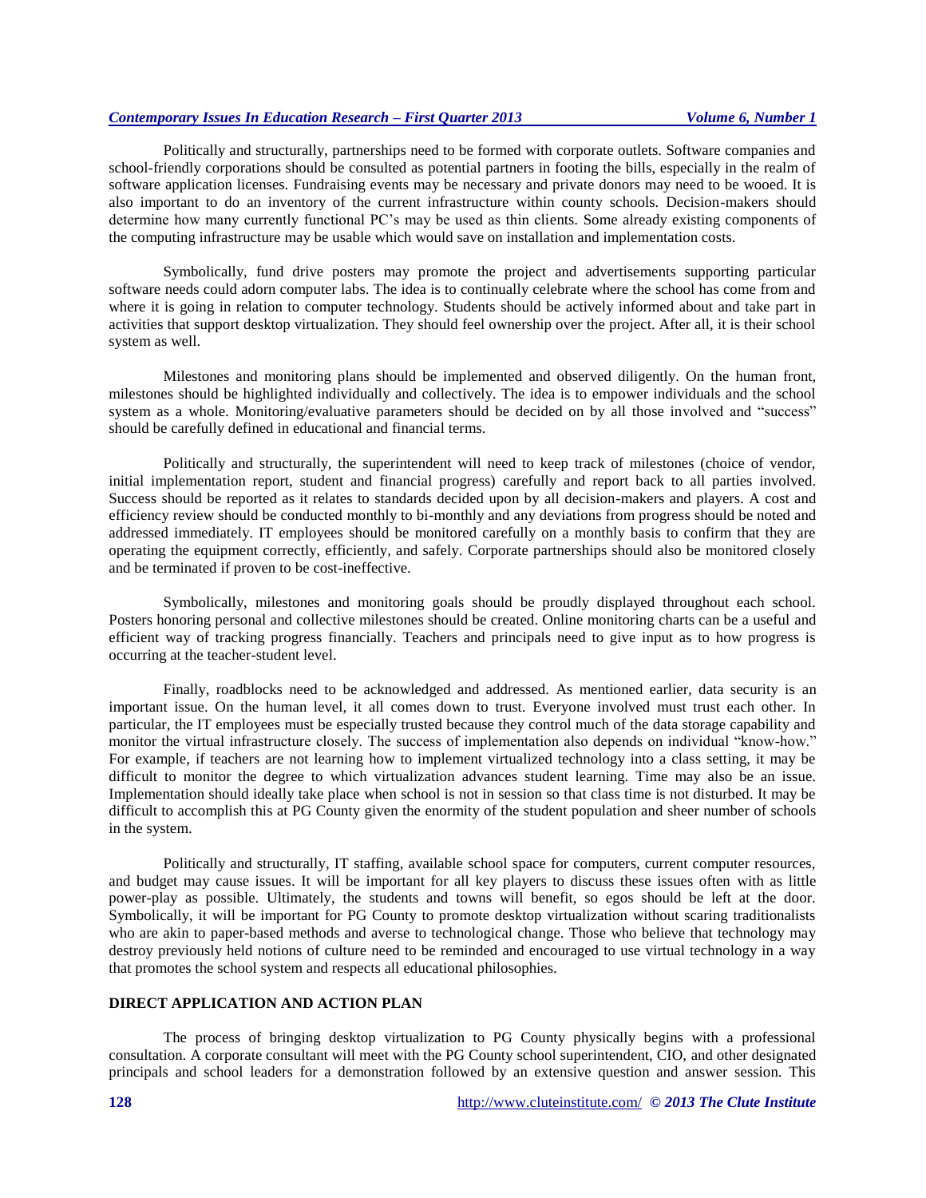Politically and structurally, partnerships need to be formed with corporate outlets. Software companies and school-friendly corporations should be consulted as potential partners in footing the bills, especially in the realm of software application licenses. Fundraising events may be necessary and private donors may need to be wooed. It is also important to do an inventory of the current infrastructure within county schools. Decision-makers should determine how many currently functional PC's may be used as thin clients. Some already existing components of the computing infrastructure may be usable which would save on installation and implementation costs.

Symbolically, fund drive posters may promote the project and advertisements supporting particular software needs could adorn computer labs. The idea is to continually celebrate where the school has come from and where it is going in relation to computer technology. Students should be actively informed about and take part in activities that support desktop virtualization. They should feel ownership over the project. After all, it is their school system as well.

Milestones and monitoring plans should be implemented and observed diligently. On the human front, milestones should be highlighted individually and collectively. The idea is to empower individuals and the school system as a whole. Monitoring/evaluative parameters should be decided on by all those involved and "success" should be carefully defined in educational and financial terms.

Politically and structurally, the superintendent will need to keep track of milestones (choice of vendor, initial implementation report, student and financial progress) carefully and report back to all parties involved. Success should be reported as it relates to standards decided upon by all decision-makers and players. A cost and efficiency review should be conducted monthly to bi-monthly and any deviations from progress should be noted and addressed immediately. IT employees should be monitored carefully on a monthly basis to confirm that they are operating the equipment correctly, efficiently, and safely. Corporate partnerships should also be monitored closely and be terminated if proven to be cost-ineffective.

Symbolically, milestones and monitoring goals should be proudly displayed throughout each school. Posters honoring personal and collective milestones should be created. Online monitoring charts can be a useful and efficient way of tracking progress financially. Teachers and principals need to give input as to how progress is occurring at the teacher-student level.

Finally, roadblocks need to be acknowledged and addressed. As mentioned earlier, data security is an important issue. On the human level, it all comes down to trust. Everyone involved must trust each other. In particular, the IT employees must be especially trusted because they control much of the data storage capability and monitor the virtual infrastructure closely. The success of implementation also depends on individual "know-how." For example, if teachers are not learning how to implement virtualized technology into a class setting, it may be difficult to monitor the degree to which virtualization advances student learning. Time may also be an issue. Implementation should ideally take place when school is not in session so that class time is not disturbed. It may be difficult to accomplish this at PG County given the enormity of the student population and sheer number of schools in the system.

Politically and structurally, IT staffing, available school space for computers, current computer resources, and budget may cause issues. It will be important for all key players to discuss these issues often with as little power-play as possible. Ultimately, the students and towns will benefit, so egos should be left at the door. Symbolically, it will be important for PG County to promote desktop virtualization without scaring traditionalists who are akin to paper-based methods and averse to technological change. Those who believe that technology may destroy previously held notions of culture need to be reminded and encouraged to use virtual technology in a way that promotes the school system and respects all educational philosophies.

## DIRECT APPLICATION AND ACTION PLAN

The process of bringing desktop virtualization to PG County physically begins with a professional consultation. A corporate consultant will meet with the PG County school superintendent, CIO, and other designated principals and school leaders for a demonstration followed by an extensive question and answer session. This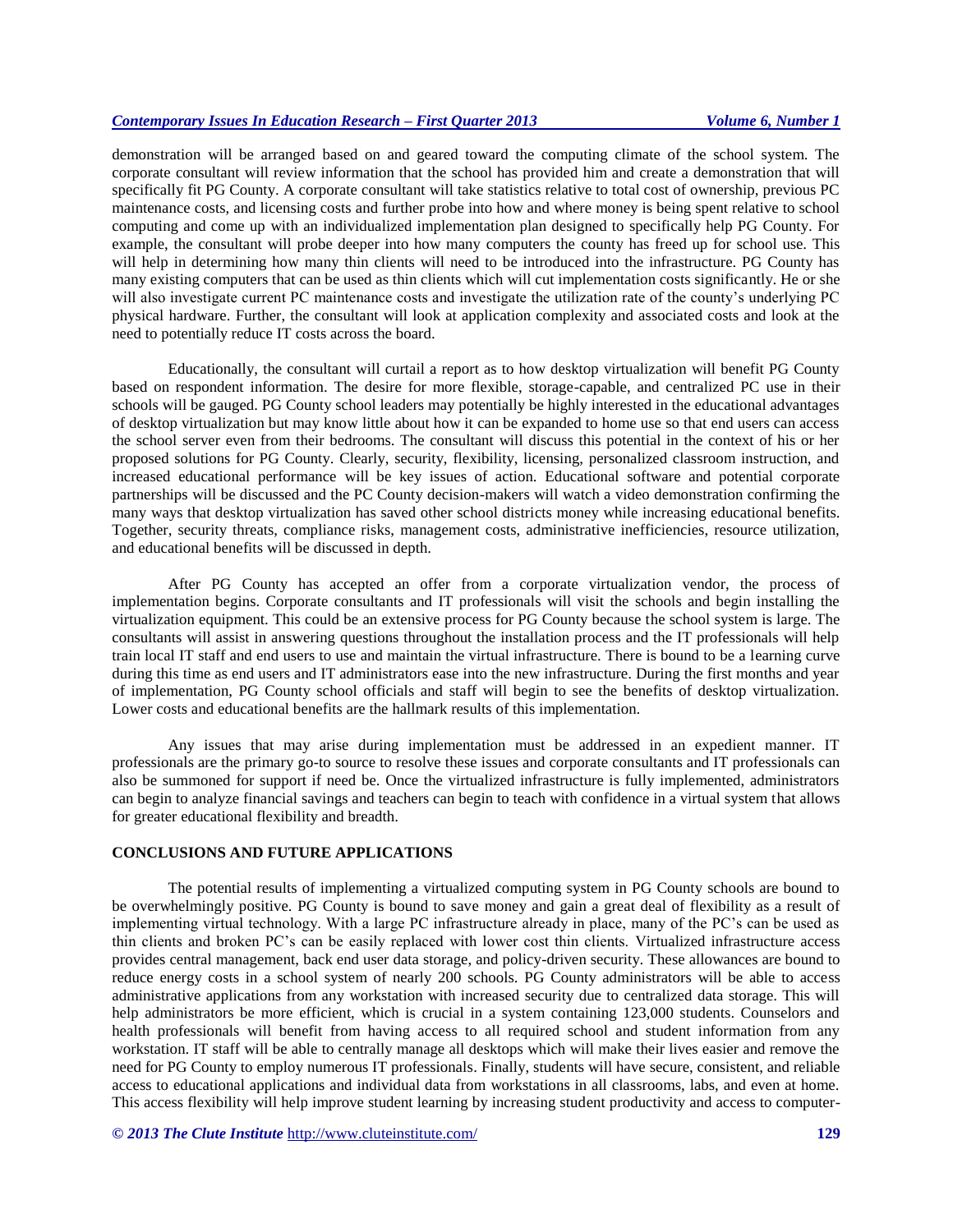demonstration will be arranged based on and geared toward the computing climate of the school system. The corporate consultant will review information that the school has provided him and create a demonstration that will specifically fit PG County. A corporate consultant will take statistics relative to total cost of ownership, previous PC maintenance costs, and licensing costs and further probe into how and where money is being spent relative to school computing and come up with an individualized implementation plan designed to specifically help PG County. For example, the consultant will probe deeper into how many computers the county has freed up for school use. This will help in determining how many thin clients will need to be introduced into the infrastructure. PG County has many existing computers that can be used as thin clients which will cut implementation costs significantly. He or she will also investigate current PC maintenance costs and investigate the utilization rate of the county's underlying PC physical hardware. Further, the consultant will look at application complexity and associated costs and look at the need to potentially reduce IT costs across the board.

Educationally, the consultant will curtail a report as to how desktop virtualization will benefit PG County based on respondent information. The desire for more flexible, storage-capable, and centralized PC use in their schools will be gauged. PG County school leaders may potentially be highly interested in the educational advantages of desktop virtualization but may know little about how it can be expanded to home use so that end users can access the school server even from their bedrooms. The consultant will discuss this potential in the context of his or her proposed solutions for PG County. Clearly, security, flexibility, licensing, personalized classroom instruction, and increased educational performance will be key issues of action. Educational software and potential corporate partnerships will be discussed and the PC County decision-makers will watch a video demonstration confirming the many ways that desktop virtualization has saved other school districts money while increasing educational benefits. Together, security threats, compliance risks, management costs, administrative inefficiencies, resource utilization, and educational benefits will be discussed in depth.

After PG County has accepted an offer from a corporate virtualization vendor, the process of implementation begins. Corporate consultants and IT professionals will visit the schools and begin installing the virtualization equipment. This could be an extensive process for PG County because the school system is large. The consultants will assist in answering questions throughout the installation process and the IT professionals will help train local IT staff and end users to use and maintain the virtual infrastructure. There is bound to be a learning curve during this time as end users and IT administrators ease into the new infrastructure. During the first months and year of implementation, PG County school officials and staff will begin to see the benefits of desktop virtualization. Lower costs and educational benefits are the hallmark results of this implementation.

Any issues that may arise during implementation must be addressed in an expedient manner. IT professionals are the primary go-to source to resolve these issues and corporate consultants and IT professionals can also be summoned for support if need be. Once the virtualized infrastructure is fully implemented, administrators can begin to analyze financial savings and teachers can begin to teach with confidence in a virtual system that allows for greater educational flexibility and breadth.

## CONCLUSIONS AND FUTURE APPLICATIONS

The potential results of implementing a virtualized computing system in PG County schools are bound to be overwhelmingly positive. PG County is bound to save money and gain a great deal of flexibility as a result of implementing virtual technology. With a large PC infrastructure already in place, many of the PC's can be used as thin clients and broken PC's can be easily replaced with lower cost thin clients. Virtualized infrastructure access provides central management, back end user data storage, and policy-driven security. These allowances are bound to reduce energy costs in a school system of nearly 200 schools. PG County administrators will be able to access administrative applications from any workstation with increased security due to centralized data storage. This will help administrators be more efficient, which is crucial in a system containing 123,000 students. Counselors and health professionals will benefit from having access to all required school and student information from any workstation. IT staff will be able to centrally manage all desktops which will make their lives easier and remove the need for PG County to employ numerous IT professionals. Finally, students will have secure, consistent, and reliable access to educational applications and individual data from workstations in all classrooms, labs, and even at home. This access flexibility will help improve student learning by increasing student productivity and access to computer-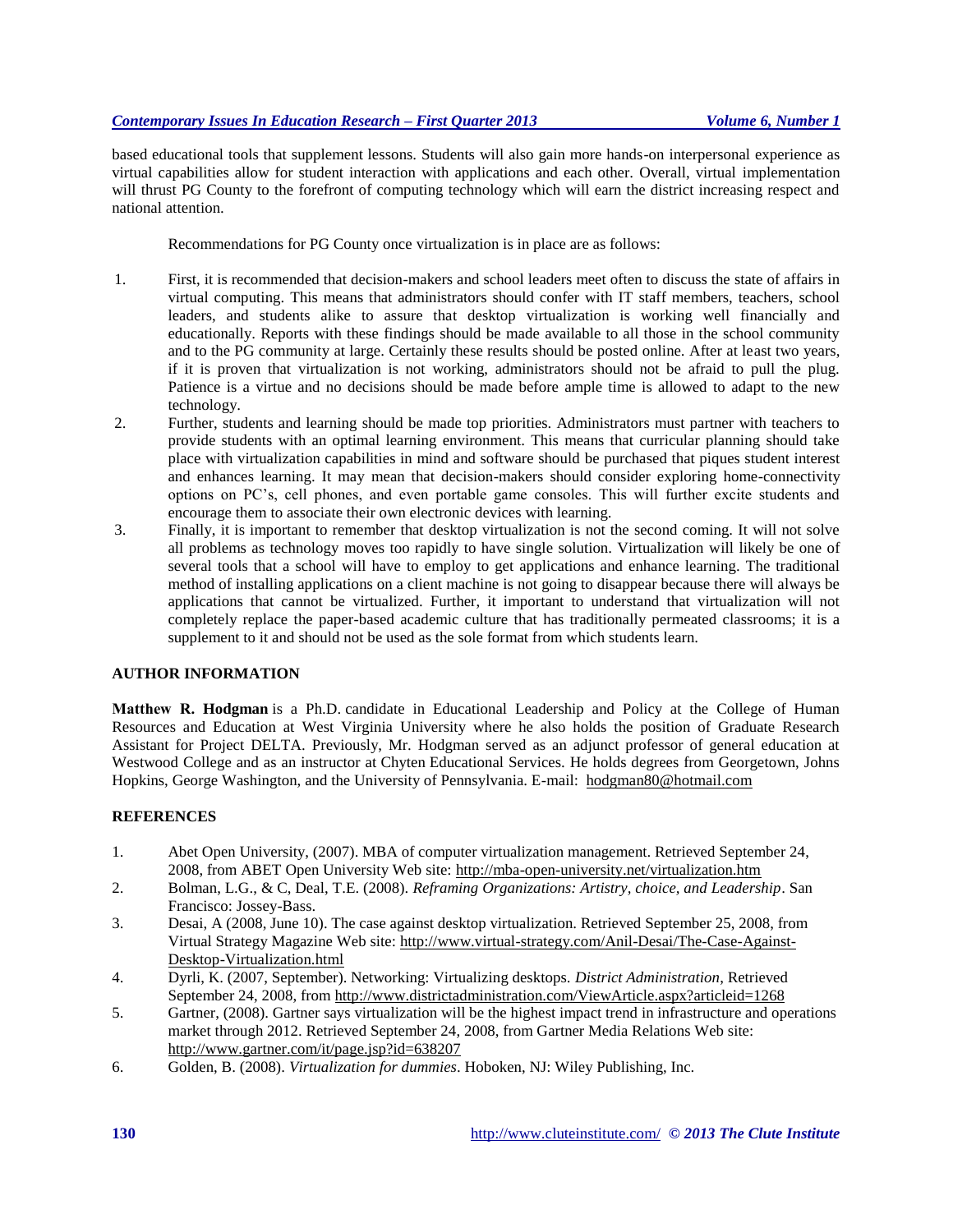based educational tools that supplement lessons. Students will also gain more hands-on interpersonal experience as virtual capabilities allow for student interaction with applications and each other. Overall, virtual implementation will thrust PG County to the forefront of computing technology which will earn the district increasing respect and national attention.

Recommendations for PG County once virtualization is in place are as follows:

1. First, it is recommended that decision-makers and school leaders meet often to discuss the state of affairs in virtual computing. This means that administrators should confer with IT staff members, teachers, school leaders, and students alike to assure that desktop virtualization is working well financially and educationally. Reports with these findings should be made available to all those in the school community and to the PG community at large. Certainly these results should be posted online. After at least two years, if it is proven that virtualization is not working, administrators should not be afraid to pull the plug. Patience is a virtue and no decisions should be made before ample time is allowed to adapt to the new technology.
2. Further, students and learning should be made top priorities. Administrators must partner with teachers to provide students with an optimal learning environment. This means that curricular planning should take place with virtualization capabilities in mind and software should be purchased that piques student interest and enhances learning. It may mean that decision-makers should consider exploring home-connectivity options on PC's, cell phones, and even portable game consoles. This will further excite students and encourage them to associate their own electronic devices with learning.
3. Finally, it is important to remember that desktop virtualization is not the second coming. It will not solve all problems as technology moves too rapidly to have single solution. Virtualization will likely be one of several tools that a school will have to employ to get applications and enhance learning. The traditional method of installing applications on a client machine is not going to disappear because there will always be applications that cannot be virtualized. Further, it important to understand that virtualization will not completely replace the paper-based academic culture that has traditionally permeated classrooms; it is a supplement to it and should not be used as the sole format from which students learn.

## AUTHOR INFORMATION

**Matthew R. Hodgman** is a Ph.D. candidate in Educational Leadership and Policy at the College of Human Resources and Education at West Virginia University where he also holds the position of Graduate Research Assistant for Project DELTA. Previously, Mr. Hodgman served as an adjunct professor of general education at Westwood College and as an instructor at Chyten Educational Services. He holds degrees from Georgetown, Johns Hopkins, George Washington, and the University of Pennsylvania. E-mail: hodgman80@hotmail.com

## REFERENCES

1. Abet Open University, (2007). MBA of computer virtualization management. Retrieved September 24, 2008, from ABET Open University Web site: http://mba-open-university.net/virtualization.htm
2. Bolman, L.G., & C, Deal, T.E. (2008). *Reframing Organizations: Artistry, choice, and Leadership*. San Francisco: Jossey-Bass.
3. Desai, A (2008, June 10). The case against desktop virtualization. Retrieved September 25, 2008, from Virtual Strategy Magazine Web site: http://www.virtual-strategy.com/Anil-Desai/The-Case-Against-Desktop-Virtualization.html
4. Dyrli, K. (2007, September). Networking: Virtualizing desktops. *District Administration*, Retrieved September 24, 2008, from http://www.districtadministration.com/ViewArticle.aspx?articleid=1268
5. Gartner, (2008). Gartner says virtualization will be the highest impact trend in infrastructure and operations market through 2012. Retrieved September 24, 2008, from Gartner Media Relations Web site: http://www.gartner.com/it/page.jsp?id=638207
6. Golden, B. (2008). *Virtualization for dummies*. Hoboken, NJ: Wiley Publishing, Inc.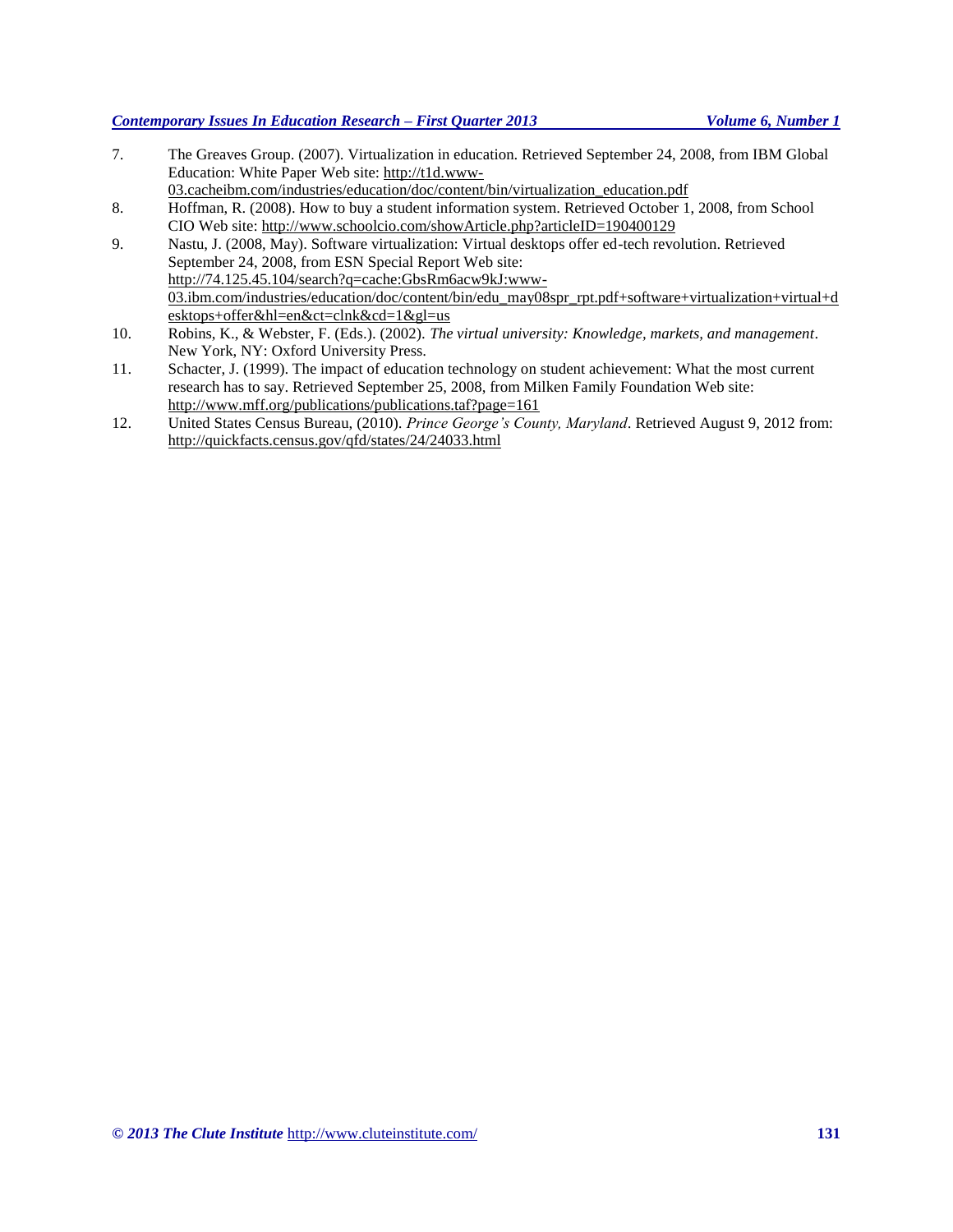7. The Greaves Group. (2007). Virtualization in education. Retrieved September 24, 2008, from IBM Global Education: White Paper Web site: http://t1d.www-03.cacheibm.com/industries/education/doc/content/bin/virtualization_education.pdf
8. Hoffman, R. (2008). How to buy a student information system. Retrieved October 1, 2008, from School CIO Web site: http://www.schoolcio.com/showArticle.php?articleID=190400129
9. Nastu, J. (2008, May). Software virtualization: Virtual desktops offer ed-tech revolution. Retrieved September 24, 2008, from ESN Special Report Web site: http://74.125.45.104/search?q=cache:GbsRm6acw9kJ:www-03.ibm.com/industries/education/doc/content/bin/edu_may08spr_rpt.pdf+software+virtualization+virtual+desktops+offer&hl=en&ct=clnk&cd=1&gl=us
10. Robins, K., & Webster, F. (Eds.). (2002). *The virtual university: Knowledge, markets, and management*. New York, NY: Oxford University Press.
11. Schacter, J. (1999). The impact of education technology on student achievement: What the most current research has to say. Retrieved September 25, 2008, from Milken Family Foundation Web site: http://www.mff.org/publications/publications.taf?page=161
12. United States Census Bureau, (2010). *Prince George's County, Maryland*. Retrieved August 9, 2012 from: http://quickfacts.census.gov/qfd/states/24/24033.html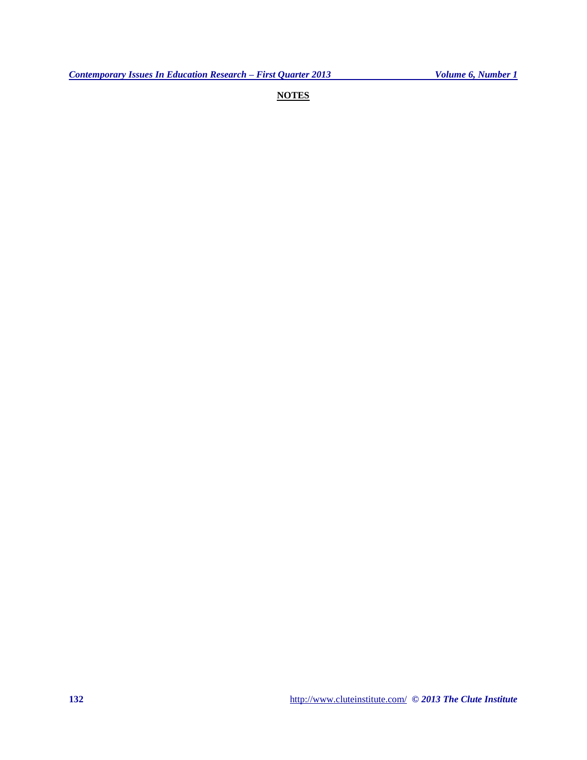**NOTES**